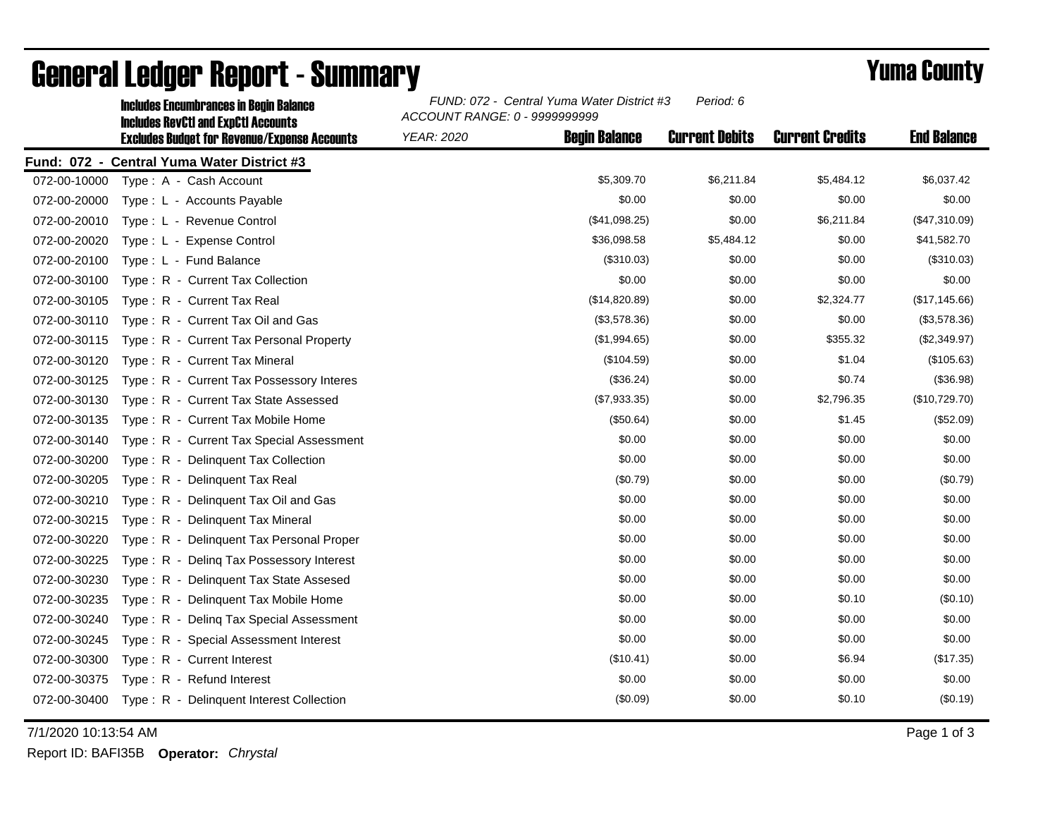# General Ledger Report - Summary

**Yuma County**

Includes Encumbrances in Begin Balance
Includes RevCtl and ExpCtl Accounts
Excludes Budget for Revenue/Expense Accounts

*FUND: 072 - Central Yuma Water District #3* *Period: 6*
*ACCOUNT RANGE: 0 - 9999999999*
*YEAR: 2020*

**Fund: 072 - Central Yuma Water District #3**

| Account | Description | Begin Balance | Current Debits | Current Credits | End Balance |
|---|---|---|---|---|---|
| 072-00-10000 | Type : A - Cash Account | $5,309.70 | $6,211.84 | $5,484.12 | $6,037.42 |
| 072-00-20000 | Type : L - Accounts Payable | $0.00 | $0.00 | $0.00 | $0.00 |
| 072-00-20010 | Type : L - Revenue Control | ($41,098.25) | $0.00 | $6,211.84 | ($47,310.09) |
| 072-00-20020 | Type : L - Expense Control | $36,098.58 | $5,484.12 | $0.00 | $41,582.70 |
| 072-00-20100 | Type : L - Fund Balance | ($310.03) | $0.00 | $0.00 | ($310.03) |
| 072-00-30100 | Type : R - Current Tax Collection | $0.00 | $0.00 | $0.00 | $0.00 |
| 072-00-30105 | Type : R - Current Tax Real | ($14,820.89) | $0.00 | $2,324.77 | ($17,145.66) |
| 072-00-30110 | Type : R - Current Tax Oil and Gas | ($3,578.36) | $0.00 | $0.00 | ($3,578.36) |
| 072-00-30115 | Type : R - Current Tax Personal Property | ($1,994.65) | $0.00 | $355.32 | ($2,349.97) |
| 072-00-30120 | Type : R - Current Tax Mineral | ($104.59) | $0.00 | $1.04 | ($105.63) |
| 072-00-30125 | Type : R - Current Tax Possessory Interes | ($36.24) | $0.00 | $0.74 | ($36.98) |
| 072-00-30130 | Type : R - Current Tax State Assessed | ($7,933.35) | $0.00 | $2,796.35 | ($10,729.70) |
| 072-00-30135 | Type : R - Current Tax Mobile Home | ($50.64) | $0.00 | $1.45 | ($52.09) |
| 072-00-30140 | Type : R - Current Tax Special Assessment | $0.00 | $0.00 | $0.00 | $0.00 |
| 072-00-30200 | Type : R - Delinquent Tax Collection | $0.00 | $0.00 | $0.00 | $0.00 |
| 072-00-30205 | Type : R - Delinquent Tax Real | ($0.79) | $0.00 | $0.00 | ($0.79) |
| 072-00-30210 | Type : R - Delinquent Tax Oil and Gas | $0.00 | $0.00 | $0.00 | $0.00 |
| 072-00-30215 | Type : R - Delinquent Tax Mineral | $0.00 | $0.00 | $0.00 | $0.00 |
| 072-00-30220 | Type : R - Delinquent Tax Personal Proper | $0.00 | $0.00 | $0.00 | $0.00 |
| 072-00-30225 | Type : R - Delinq Tax Possessory Interest | $0.00 | $0.00 | $0.00 | $0.00 |
| 072-00-30230 | Type : R - Delinquent Tax State Assesed | $0.00 | $0.00 | $0.00 | $0.00 |
| 072-00-30235 | Type : R - Delinquent Tax Mobile Home | $0.00 | $0.00 | $0.10 | ($0.10) |
| 072-00-30240 | Type : R - Delinq Tax Special Assessment | $0.00 | $0.00 | $0.00 | $0.00 |
| 072-00-30245 | Type : R - Special Assessment Interest | $0.00 | $0.00 | $0.00 | $0.00 |
| 072-00-30300 | Type : R - Current Interest | ($10.41) | $0.00 | $6.94 | ($17.35) |
| 072-00-30375 | Type : R - Refund Interest | $0.00 | $0.00 | $0.00 | $0.00 |
| 072-00-30400 | Type : R - Delinquent Interest Collection | ($0.09) | $0.00 | $0.10 | ($0.19) |

7/1/2020 10:13:54 AM

Report ID: BAFI35B **Operator:** *Chrystal*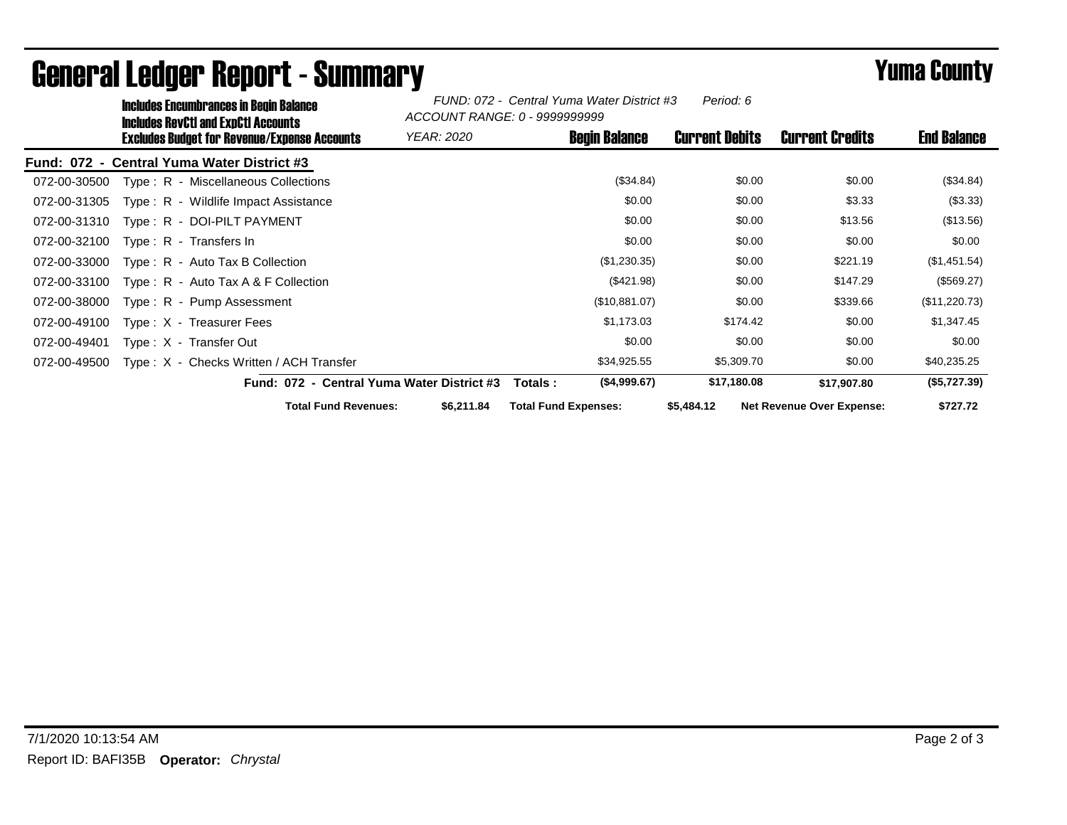# General Ledger Report - Summary

## Yuma County

**Includes Encumbrances in Begin Balance**
**Includes RevCtl and ExpCtl Accounts**
**Excludes Budget for Revenue/Expense Accounts**

*FUND: 072 - Central Yuma Water District #3* *Period: 6*
*ACCOUNT RANGE: 0 - 9999999999*
*YEAR: 2020*

**Fund: 072 - Central Yuma Water District #3**

| Account | Description | Begin Balance | Current Debits | Current Credits | End Balance |
|---|---|---|---|---|---|
| 072-00-30500 | Type : R - Miscellaneous Collections | ($34.84) | $0.00 | $0.00 | ($34.84) |
| 072-00-31305 | Type : R - Wildlife Impact Assistance | $0.00 | $0.00 | $3.33 | ($3.33) |
| 072-00-31310 | Type : R - DOI-PILT PAYMENT | $0.00 | $0.00 | $13.56 | ($13.56) |
| 072-00-32100 | Type : R - Transfers In | $0.00 | $0.00 | $0.00 | $0.00 |
| 072-00-33000 | Type : R - Auto Tax B Collection | ($1,230.35) | $0.00 | $221.19 | ($1,451.54) |
| 072-00-33100 | Type : R - Auto Tax A & F Collection | ($421.98) | $0.00 | $147.29 | ($569.27) |
| 072-00-38000 | Type : R - Pump Assessment | ($10,881.07) | $0.00 | $339.66 | ($11,220.73) |
| 072-00-49100 | Type : X - Treasurer Fees | $1,173.03 | $174.42 | $0.00 | $1,347.45 |
| 072-00-49401 | Type : X - Transfer Out | $0.00 | $0.00 | $0.00 | $0.00 |
| 072-00-49500 | Type : X - Checks Written / ACH Transfer | $34,925.55 | $5,309.70 | $0.00 | $40,235.25 |
| | **Fund: 072 - Central Yuma Water District #3 Totals :** | **($4,999.67)** | **$17,180.08** | **$17,907.80** | **($5,727.39)** |

**Total Fund Revenues:** **$6,211.84** **Total Fund Expenses:** **$5,484.12** **Net Revenue Over Expense:** **$727.72**

7/1/2020 10:13:54 AM

Report ID: BAFI35B **Operator:** *Chrystal*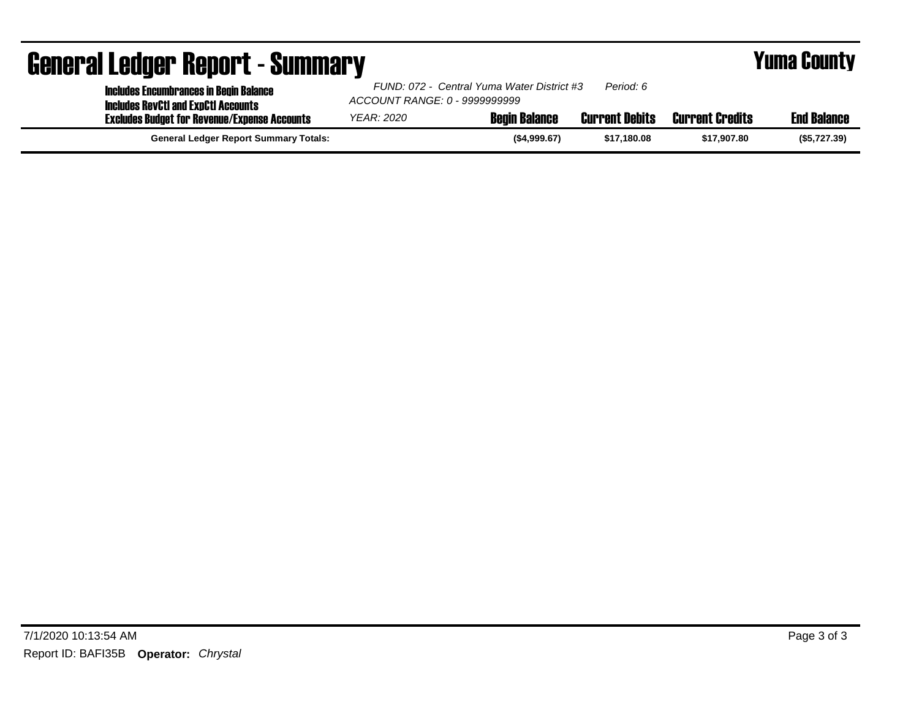# General Ledger Report - Summary

**Yuma County**

**Includes Encumbrances in Begin Balance**
**Includes RevCtl and ExpCtl Accounts**
**Excludes Budget for Revenue/Expense Accounts**

*FUND: 072 - Central Yuma Water District #3* *Period: 6*
*ACCOUNT RANGE: 0 - 9999999999*
*YEAR: 2020*

| | Begin Balance | Current Debits | Current Credits | End Balance |
|---|---|---|---|---|
| **General Ledger Report Summary Totals:** | **($4,999.67)** | **$17,180.08** | **$17,907.80** | **($5,727.39)** |

7/1/2020 10:13:54 AM

Report ID: BAFI35B **Operator:** *Chrystal*